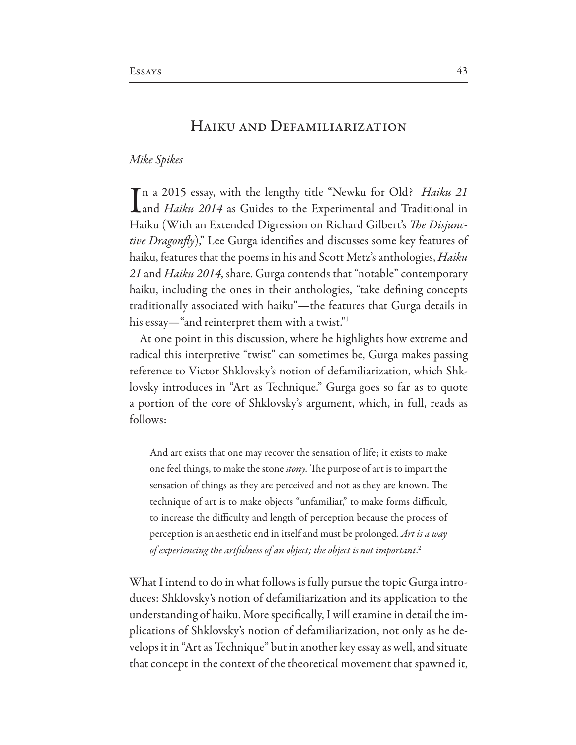# Haiku and Defamiliarization

*Mike Spikes*

In a 2015 essay, with the lengthy title "Newku for Old? *Haiku 21* and *Haiku 2014* as Guides to the Experimental and Traditional in Haiku (With an Extended Digression on Richard Gilbert's *The Disjunctive Dragonfly*)," Lee Gurga identifies and discusses some key features of haiku, features that the poems in his and Scott Metz's anthologies, *Haiku 21* and *Haiku 2014*, share. Gurga contends that "notable" contemporary haiku, including the ones in their anthologies, "take defining concepts traditionally associated with haiku"—the features that Gurga details in his essay—"and reinterpret them with a twist."[1]

At one point in this discussion, where he highlights how extreme and radical this interpretive "twist" can sometimes be, Gurga makes passing reference to Victor Shklovsky's notion of defamiliarization, which Shklovsky introduces in "Art as Technique." Gurga goes so far as to quote a portion of the core of Shklovsky's argument, which, in full, reads as follows:

> And art exists that one may recover the sensation of life; it exists to make one feel things, to make the stone *stony*. The purpose of art is to impart the sensation of things as they are perceived and not as they are known. The technique of art is to make objects "unfamiliar," to make forms difficult, to increase the difficulty and length of perception because the process of perception is an aesthetic end in itself and must be prolonged. *Art is a way of experiencing the artfulness of an object; the object is not important*.[2]

What I intend to do in what follows is fully pursue the topic Gurga introduces: Shklovsky's notion of defamiliarization and its application to the understanding of haiku. More specifically, I will examine in detail the implications of Shklovsky's notion of defamiliarization, not only as he develops it in "Art as Technique" but in another key essay as well, and situate that concept in the context of the theoretical movement that spawned it,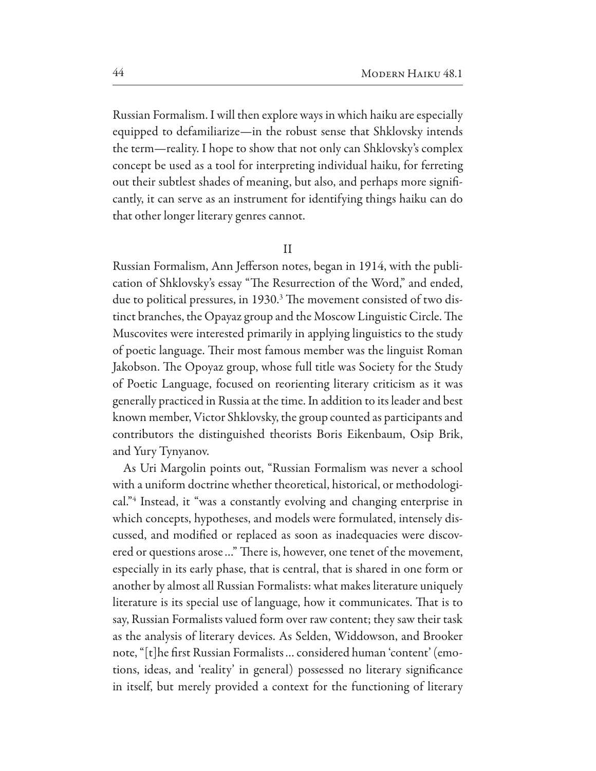Russian Formalism. I will then explore ways in which haiku are especially equipped to defamiliarize—in the robust sense that Shklovsky intends the term—reality. I hope to show that not only can Shklovsky's complex concept be used as a tool for interpreting individual haiku, for ferreting out their subtlest shades of meaning, but also, and perhaps more significantly, it can serve as an instrument for identifying things haiku can do that other longer literary genres cannot.

## II

Russian Formalism, Ann Jefferson notes, began in 1914, with the publication of Shklovsky's essay "The Resurrection of the Word," and ended, due to political pressures, in 1930.[3] The movement consisted of two distinct branches, the Opayaz group and the Moscow Linguistic Circle. The Muscovites were interested primarily in applying linguistics to the study of poetic language. Their most famous member was the linguist Roman Jakobson. The Opoyaz group, whose full title was Society for the Study of Poetic Language, focused on reorienting literary criticism as it was generally practiced in Russia at the time. In addition to its leader and best known member, Victor Shklovsky, the group counted as participants and contributors the distinguished theorists Boris Eikenbaum, Osip Brik, and Yury Tynyanov.

As Uri Margolin points out, "Russian Formalism was never a school with a uniform doctrine whether theoretical, historical, or methodological."[4] Instead, it "was a constantly evolving and changing enterprise in which concepts, hypotheses, and models were formulated, intensely discussed, and modified or replaced as soon as inadequacies were discovered or questions arose…" There is, however, one tenet of the movement, especially in its early phase, that is central, that is shared in one form or another by almost all Russian Formalists: what makes literature uniquely literature is its special use of language, how it communicates. That is to say, Russian Formalists valued form over raw content; they saw their task as the analysis of literary devices. As Selden, Widdowson, and Brooker note, "[t]he first Russian Formalists… considered human 'content' (emotions, ideas, and 'reality' in general) possessed no literary significance in itself, but merely provided a context for the functioning of literary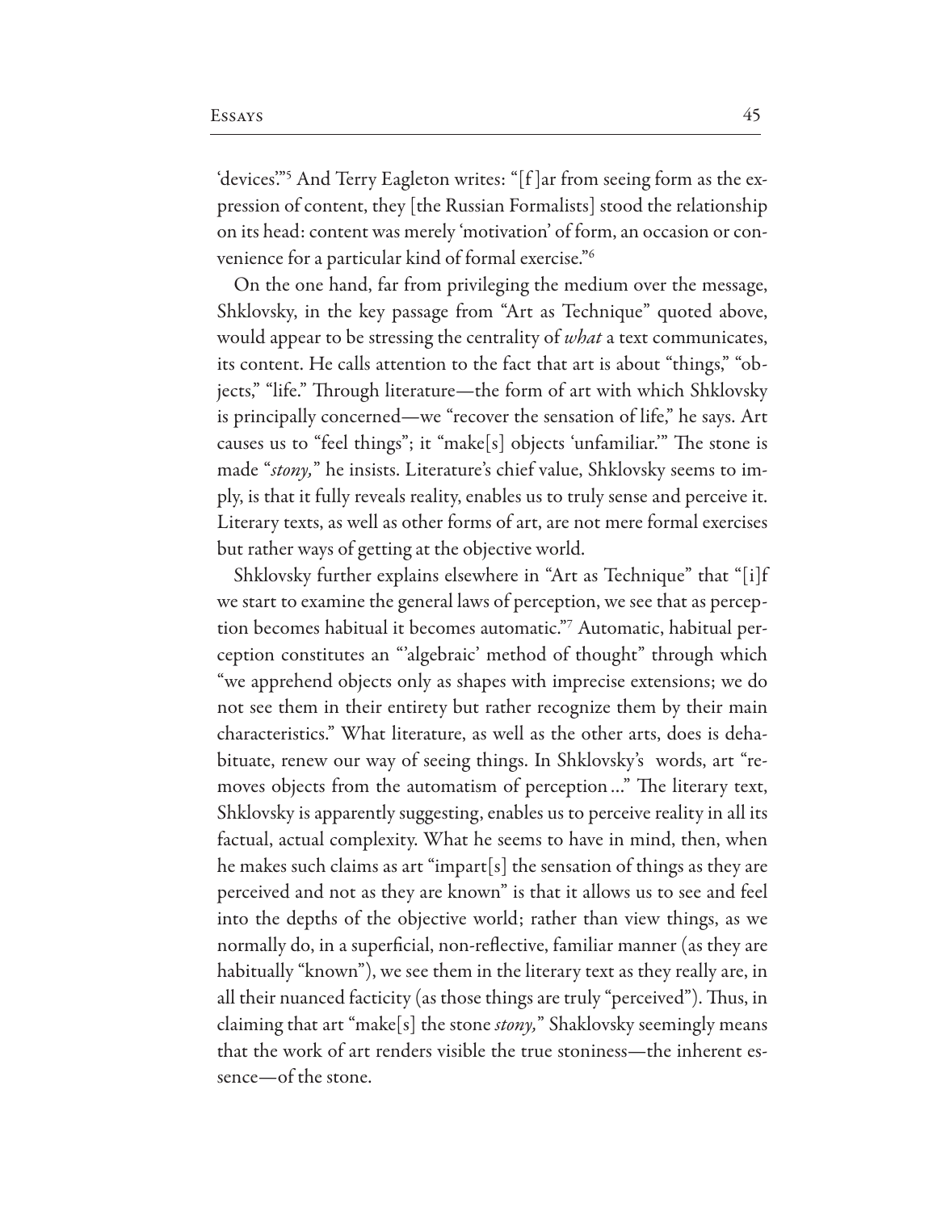'devices.'"[5] And Terry Eagleton writes: "[f]ar from seeing form as the expression of content, they [the Russian Formalists] stood the relationship on its head: content was merely 'motivation' of form, an occasion or convenience for a particular kind of formal exercise."[6]

On the one hand, far from privileging the medium over the message, Shklovsky, in the key passage from "Art as Technique" quoted above, would appear to be stressing the centrality of *what* a text communicates, its content. He calls attention to the fact that art is about "things," "objects," "life." Through literature—the form of art with which Shklovsky is principally concerned—we "recover the sensation of life," he says. Art causes us to "feel things"; it "make[s] objects 'unfamiliar.'" The stone is made "*stony,*" he insists. Literature's chief value, Shklovsky seems to imply, is that it fully reveals reality, enables us to truly sense and perceive it. Literary texts, as well as other forms of art, are not mere formal exercises but rather ways of getting at the objective world.

Shklovsky further explains elsewhere in "Art as Technique" that "[i]f we start to examine the general laws of perception, we see that as perception becomes habitual it becomes automatic."[7] Automatic, habitual perception constitutes an "'algebraic' method of thought" through which "we apprehend objects only as shapes with imprecise extensions; we do not see them in their entirety but rather recognize them by their main characteristics." What literature, as well as the other arts, does is dehabituate, renew our way of seeing things. In Shklovsky's words, art "removes objects from the automatism of perception ..." The literary text, Shklovsky is apparently suggesting, enables us to perceive reality in all its factual, actual complexity. What he seems to have in mind, then, when he makes such claims as art "impart[s] the sensation of things as they are perceived and not as they are known" is that it allows us to see and feel into the depths of the objective world; rather than view things, as we normally do, in a superficial, non-reflective, familiar manner (as they are habitually "known"), we see them in the literary text as they really are, in all their nuanced facticity (as those things are truly "perceived"). Thus, in claiming that art "make[s] the stone *stony,*" Shaklovsky seemingly means that the work of art renders visible the true stoniness—the inherent essence—of the stone.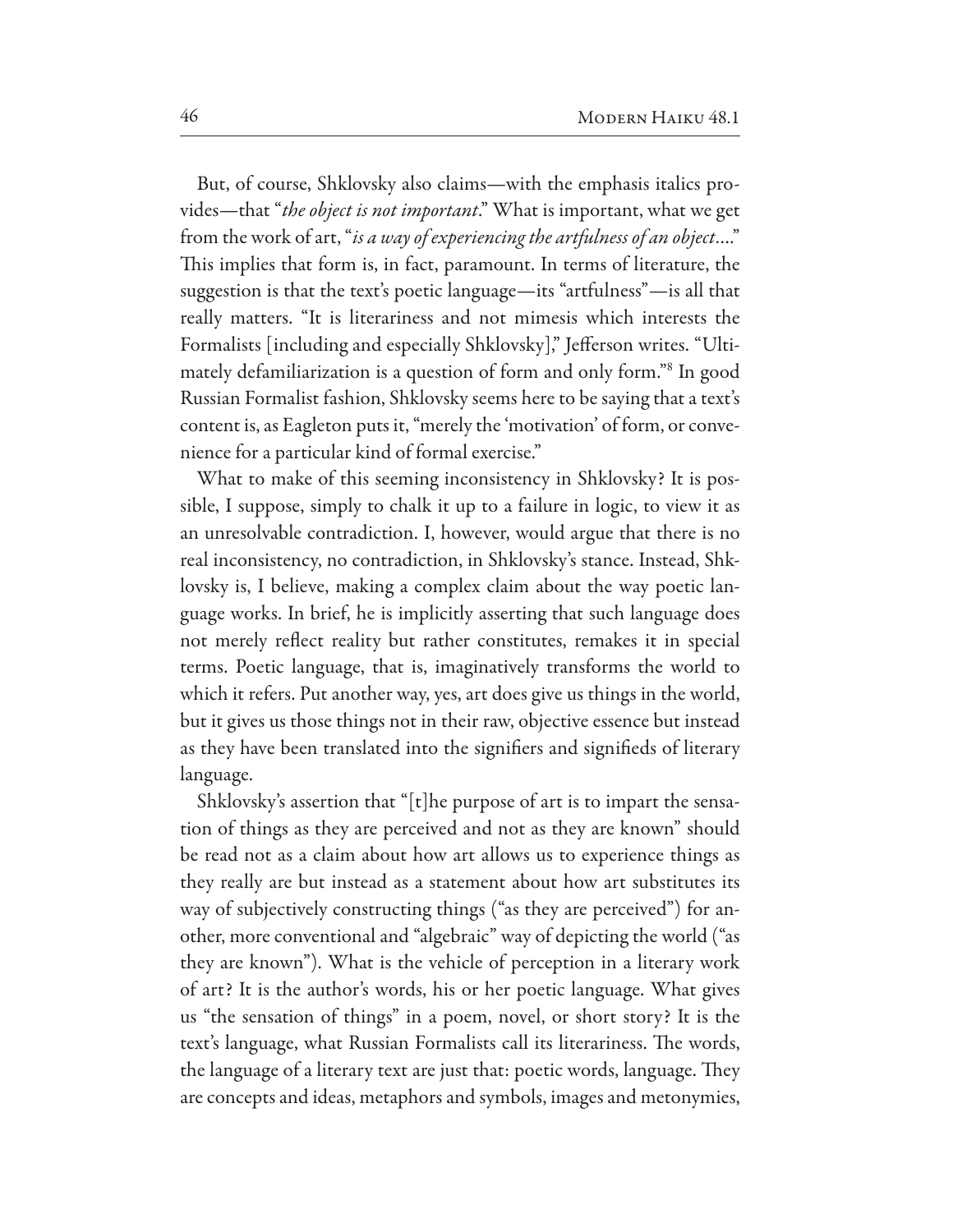But, of course, Shklovsky also claims—with the emphasis italics provides—that "*the object is not important*." What is important, what we get from the work of art, "*is a way of experiencing the artfulness of an object*...." This implies that form is, in fact, paramount. In terms of literature, the suggestion is that the text's poetic language—its "artfulness"—is all that really matters. "It is literariness and not mimesis which interests the Formalists [including and especially Shklovsky]," Jefferson writes. "Ultimately defamiliarization is a question of form and only form."[8] In good Russian Formalist fashion, Shklovsky seems here to be saying that a text's content is, as Eagleton puts it, "merely the 'motivation' of form, or convenience for a particular kind of formal exercise."

What to make of this seeming inconsistency in Shklovsky? It is possible, I suppose, simply to chalk it up to a failure in logic, to view it as an unresolvable contradiction. I, however, would argue that there is no real inconsistency, no contradiction, in Shklovsky's stance. Instead, Shklovsky is, I believe, making a complex claim about the way poetic language works. In brief, he is implicitly asserting that such language does not merely reflect reality but rather constitutes, remakes it in special terms. Poetic language, that is, imaginatively transforms the world to which it refers. Put another way, yes, art does give us things in the world, but it gives us those things not in their raw, objective essence but instead as they have been translated into the signifiers and signifieds of literary language.

Shklovsky's assertion that "[t]he purpose of art is to impart the sensation of things as they are perceived and not as they are known" should be read not as a claim about how art allows us to experience things as they really are but instead as a statement about how art substitutes its way of subjectively constructing things ("as they are perceived") for another, more conventional and "algebraic" way of depicting the world ("as they are known"). What is the vehicle of perception in a literary work of art? It is the author's words, his or her poetic language. What gives us "the sensation of things" in a poem, novel, or short story? It is the text's language, what Russian Formalists call its literariness. The words, the language of a literary text are just that: poetic words, language. They are concepts and ideas, metaphors and symbols, images and metonymies,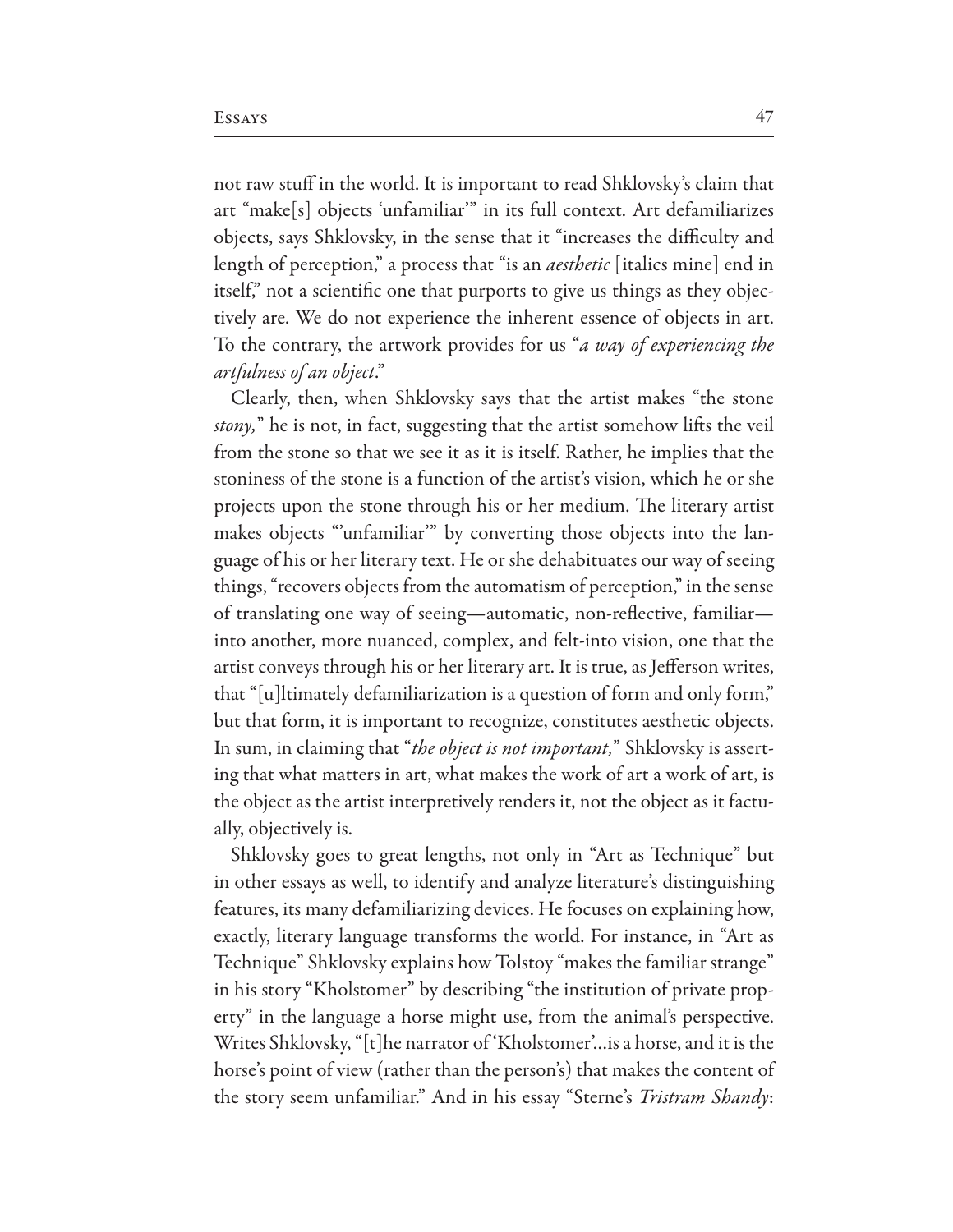not raw stuff in the world. It is important to read Shklovsky's claim that art "make[s] objects 'unfamiliar'" in its full context. Art defamiliarizes objects, says Shklovsky, in the sense that it "increases the difficulty and length of perception," a process that "is an *aesthetic* [italics mine] end in itself," not a scientific one that purports to give us things as they objectively are. We do not experience the inherent essence of objects in art. To the contrary, the artwork provides for us "*a way of experiencing the artfulness of an object*."

Clearly, then, when Shklovsky says that the artist makes "the stone *stony,*" he is not, in fact, suggesting that the artist somehow lifts the veil from the stone so that we see it as it is itself. Rather, he implies that the stoniness of the stone is a function of the artist's vision, which he or she projects upon the stone through his or her medium. The literary artist makes objects "'unfamiliar'" by converting those objects into the language of his or her literary text. He or she dehabituates our way of seeing things, "recovers objects from the automatism of perception," in the sense of translating one way of seeing—automatic, non-reflective, familiar—into another, more nuanced, complex, and felt-into vision, one that the artist conveys through his or her literary art. It is true, as Jefferson writes, that "[u]ltimately defamiliarization is a question of form and only form," but that form, it is important to recognize, constitutes aesthetic objects. In sum, in claiming that "*the object is not important,*" Shklovsky is asserting that what matters in art, what makes the work of art a work of art, is the object as the artist interpretively renders it, not the object as it factually, objectively is.

Shklovsky goes to great lengths, not only in "Art as Technique" but in other essays as well, to identify and analyze literature's distinguishing features, its many defamiliarizing devices. He focuses on explaining how, exactly, literary language transforms the world. For instance, in "Art as Technique" Shklovsky explains how Tolstoy "makes the familiar strange" in his story "Kholstomer" by describing "the institution of private property" in the language a horse might use, from the animal's perspective. Writes Shklovsky, "[t]he narrator of 'Kholstomer'...is a horse, and it is the horse's point of view (rather than the person's) that makes the content of the story seem unfamiliar." And in his essay "Sterne's *Tristram Shandy*: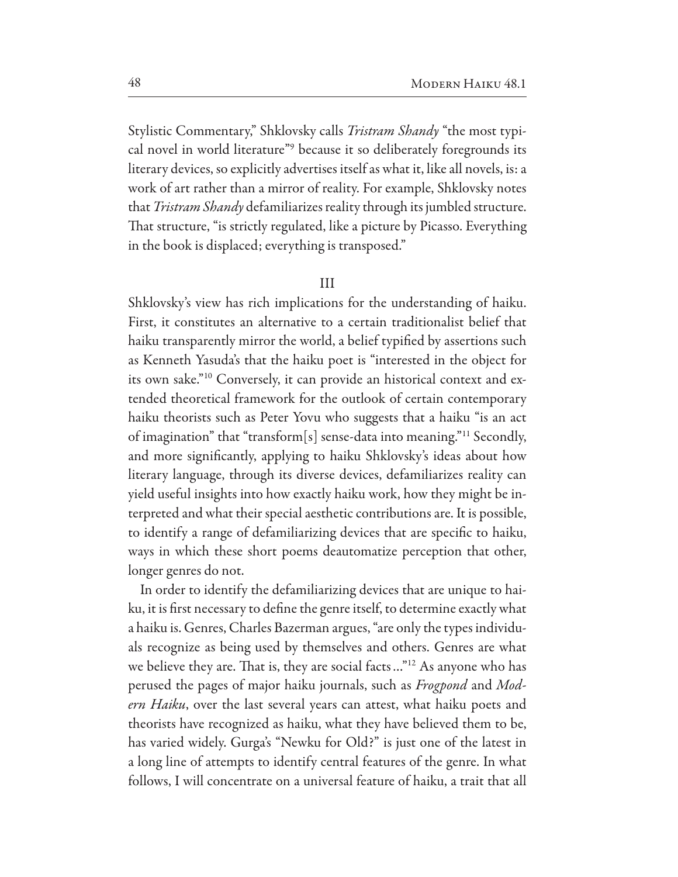Stylistic Commentary," Shklovsky calls *Tristram Shandy* "the most typical novel in world literature"[9] because it so deliberately foregrounds its literary devices, so explicitly advertises itself as what it, like all novels, is: a work of art rather than a mirror of reality. For example, Shklovsky notes that *Tristram Shandy* defamiliarizes reality through its jumbled structure. That structure, "is strictly regulated, like a picture by Picasso. Everything in the book is displaced; everything is transposed."

## III

Shklovsky's view has rich implications for the understanding of haiku. First, it constitutes an alternative to a certain traditionalist belief that haiku transparently mirror the world, a belief typified by assertions such as Kenneth Yasuda's that the haiku poet is "interested in the object for its own sake."[10] Conversely, it can provide an historical context and extended theoretical framework for the outlook of certain contemporary haiku theorists such as Peter Yovu who suggests that a haiku "is an act of imagination" that "transform[s] sense-data into meaning."[11] Secondly, and more significantly, applying to haiku Shklovsky's ideas about how literary language, through its diverse devices, defamiliarizes reality can yield useful insights into how exactly haiku work, how they might be interpreted and what their special aesthetic contributions are. It is possible, to identify a range of defamiliarizing devices that are specific to haiku, ways in which these short poems deautomatize perception that other, longer genres do not.

In order to identify the defamiliarizing devices that are unique to haiku, it is first necessary to define the genre itself, to determine exactly what a haiku is. Genres, Charles Bazerman argues, "are only the types individuals recognize as being used by themselves and others. Genres are what we believe they are. That is, they are social facts …"[12] As anyone who has perused the pages of major haiku journals, such as *Frogpond* and *Modern Haiku*, over the last several years can attest, what haiku poets and theorists have recognized as haiku, what they have believed them to be, has varied widely. Gurga's "Newku for Old?" is just one of the latest in a long line of attempts to identify central features of the genre. In what follows, I will concentrate on a universal feature of haiku, a trait that all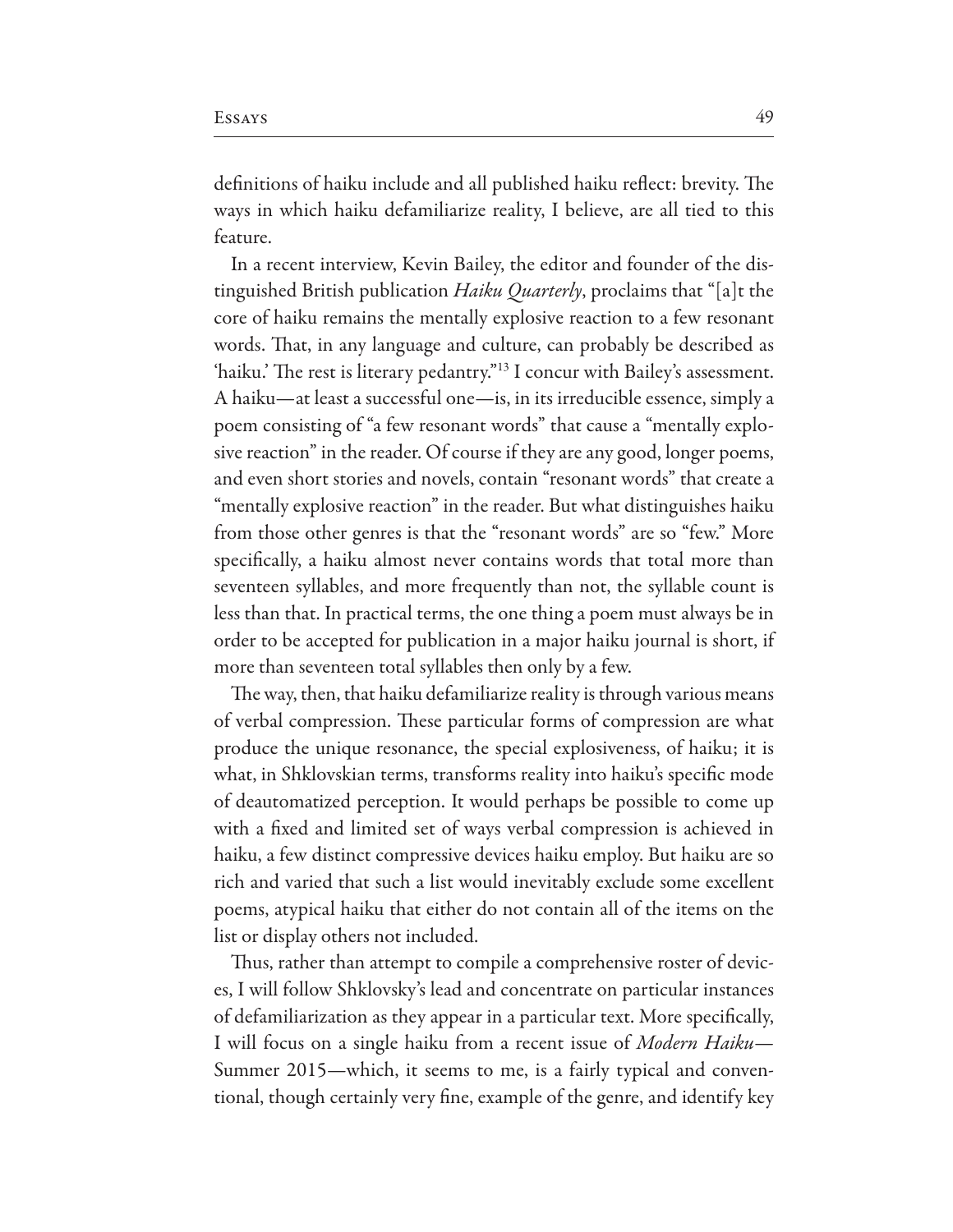definitions of haiku include and all published haiku reflect: brevity. The ways in which haiku defamiliarize reality, I believe, are all tied to this feature.

In a recent interview, Kevin Bailey, the editor and founder of the distinguished British publication *Haiku Quarterly*, proclaims that "[a]t the core of haiku remains the mentally explosive reaction to a few resonant words. That, in any language and culture, can probably be described as 'haiku.' The rest is literary pedantry."[13] I concur with Bailey's assessment. A haiku—at least a successful one—is, in its irreducible essence, simply a poem consisting of "a few resonant words" that cause a "mentally explosive reaction" in the reader. Of course if they are any good, longer poems, and even short stories and novels, contain "resonant words" that create a "mentally explosive reaction" in the reader. But what distinguishes haiku from those other genres is that the "resonant words" are so "few." More specifically, a haiku almost never contains words that total more than seventeen syllables, and more frequently than not, the syllable count is less than that. In practical terms, the one thing a poem must always be in order to be accepted for publication in a major haiku journal is short, if more than seventeen total syllables then only by a few.

The way, then, that haiku defamiliarize reality is through various means of verbal compression. These particular forms of compression are what produce the unique resonance, the special explosiveness, of haiku; it is what, in Shklovskian terms, transforms reality into haiku's specific mode of deautomatized perception. It would perhaps be possible to come up with a fixed and limited set of ways verbal compression is achieved in haiku, a few distinct compressive devices haiku employ. But haiku are so rich and varied that such a list would inevitably exclude some excellent poems, atypical haiku that either do not contain all of the items on the list or display others not included.

Thus, rather than attempt to compile a comprehensive roster of devices, I will follow Shklovsky's lead and concentrate on particular instances of defamiliarization as they appear in a particular text. More specifically, I will focus on a single haiku from a recent issue of *Modern Haiku*—Summer 2015—which, it seems to me, is a fairly typical and conventional, though certainly very fine, example of the genre, and identify key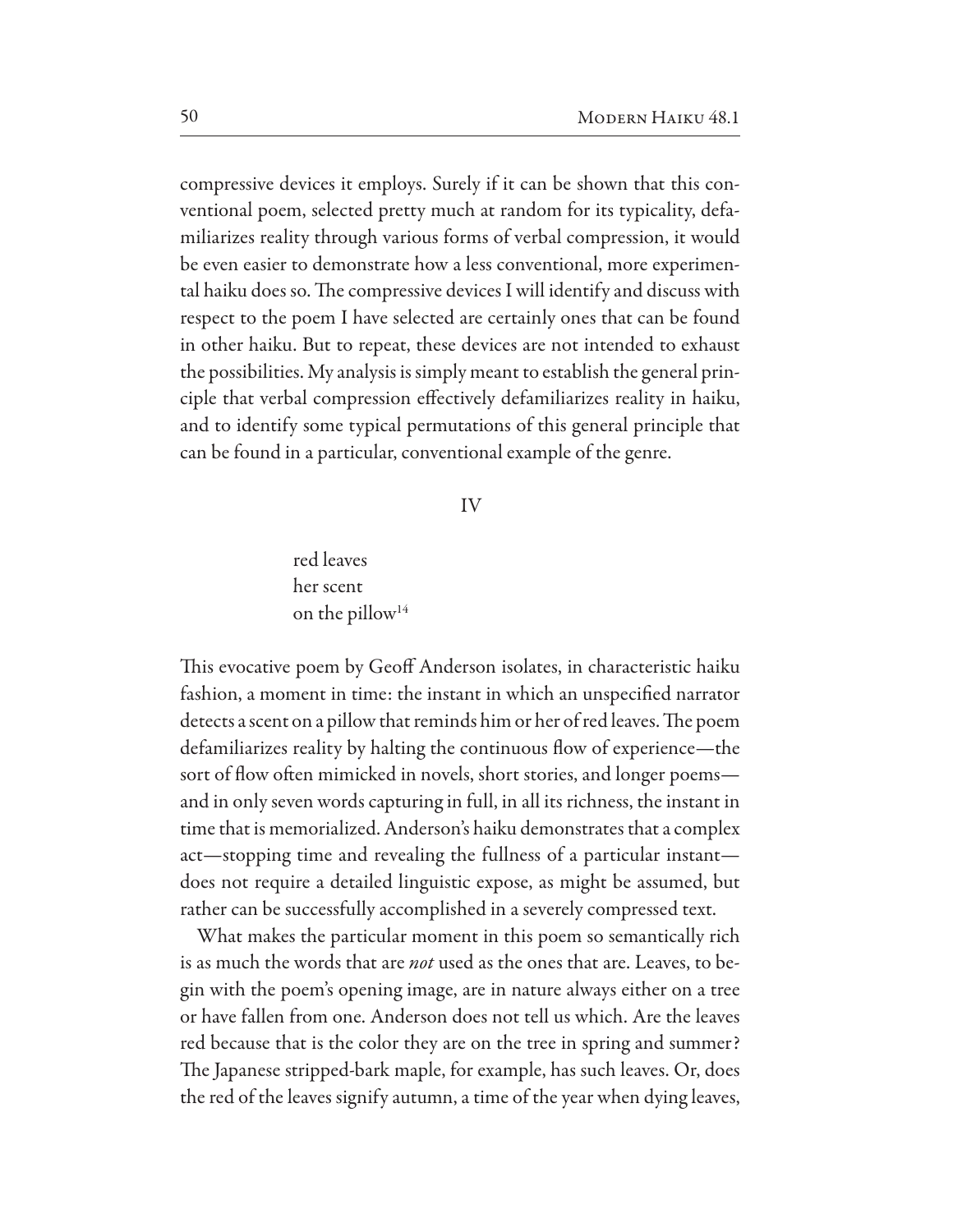compressive devices it employs. Surely if it can be shown that this conventional poem, selected pretty much at random for its typicality, defamiliarizes reality through various forms of verbal compression, it would be even easier to demonstrate how a less conventional, more experimental haiku does so. The compressive devices I will identify and discuss with respect to the poem I have selected are certainly ones that can be found in other haiku. But to repeat, these devices are not intended to exhaust the possibilities. My analysis is simply meant to establish the general principle that verbal compression effectively defamiliarizes reality in haiku, and to identify some typical permutations of this general principle that can be found in a particular, conventional example of the genre.

## IV

red leaves  
her scent  
on the pillow[14]

This evocative poem by Geoff Anderson isolates, in characteristic haiku fashion, a moment in time: the instant in which an unspecified narrator detects a scent on a pillow that reminds him or her of red leaves. The poem defamiliarizes reality by halting the continuous flow of experience—the sort of flow often mimicked in novels, short stories, and longer poems—and in only seven words capturing in full, in all its richness, the instant in time that is memorialized. Anderson's haiku demonstrates that a complex act—stopping time and revealing the fullness of a particular instant—does not require a detailed linguistic expose, as might be assumed, but rather can be successfully accomplished in a severely compressed text.

What makes the particular moment in this poem so semantically rich is as much the words that are *not* used as the ones that are. Leaves, to begin with the poem's opening image, are in nature always either on a tree or have fallen from one. Anderson does not tell us which. Are the leaves red because that is the color they are on the tree in spring and summer? The Japanese stripped-bark maple, for example, has such leaves. Or, does the red of the leaves signify autumn, a time of the year when dying leaves,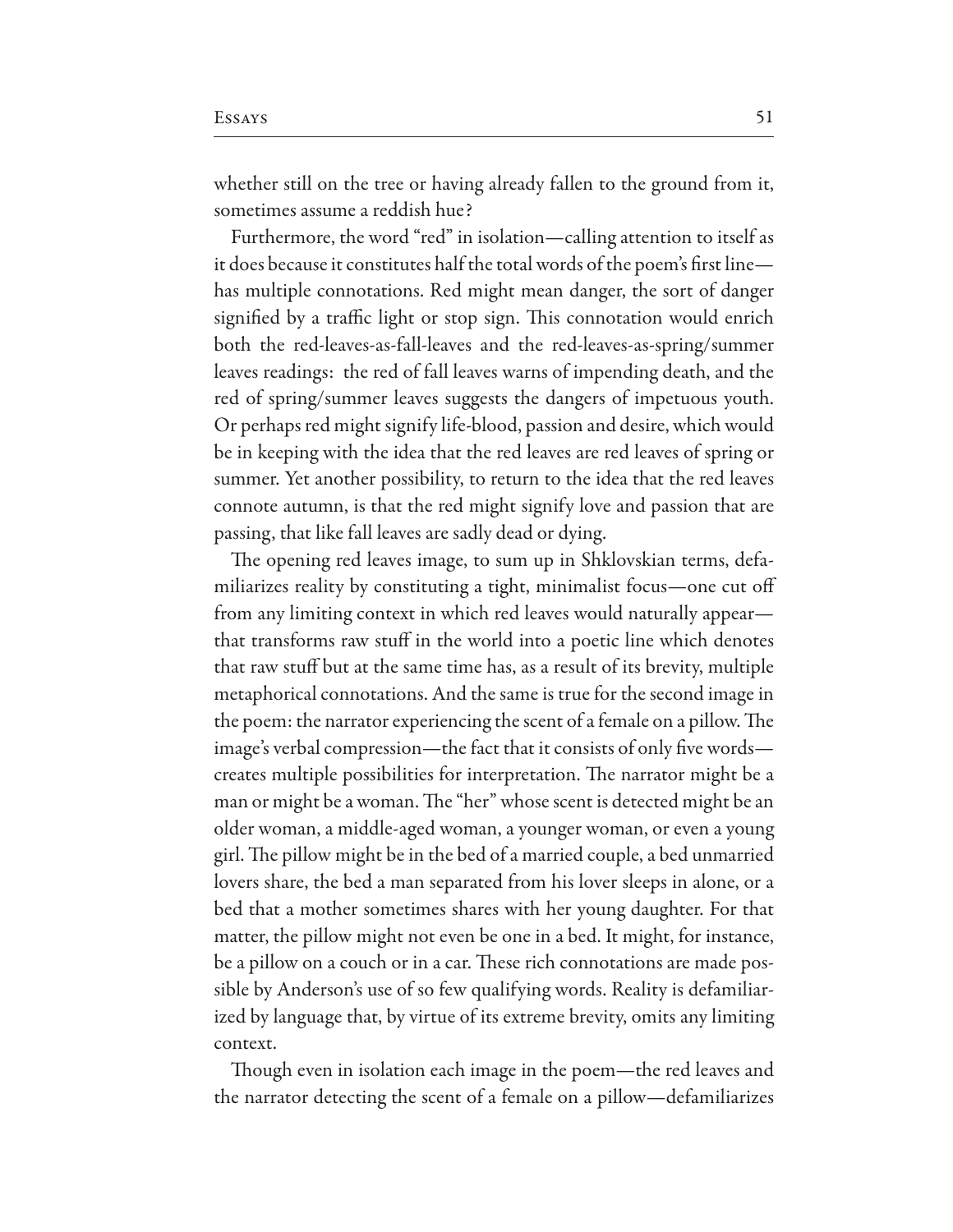whether still on the tree or having already fallen to the ground from it, sometimes assume a reddish hue?

Furthermore, the word "red" in isolation—calling attention to itself as it does because it constitutes half the total words of the poem's first line—has multiple connotations. Red might mean danger, the sort of danger signified by a traffic light or stop sign. This connotation would enrich both the red-leaves-as-fall-leaves and the red-leaves-as-spring/summer leaves readings: the red of fall leaves warns of impending death, and the red of spring/summer leaves suggests the dangers of impetuous youth. Or perhaps red might signify life-blood, passion and desire, which would be in keeping with the idea that the red leaves are red leaves of spring or summer. Yet another possibility, to return to the idea that the red leaves connote autumn, is that the red might signify love and passion that are passing, that like fall leaves are sadly dead or dying.

The opening red leaves image, to sum up in Shklovskian terms, defamiliarizes reality by constituting a tight, minimalist focus—one cut off from any limiting context in which red leaves would naturally appear—that transforms raw stuff in the world into a poetic line which denotes that raw stuff but at the same time has, as a result of its brevity, multiple metaphorical connotations. And the same is true for the second image in the poem: the narrator experiencing the scent of a female on a pillow. The image's verbal compression—the fact that it consists of only five words—creates multiple possibilities for interpretation. The narrator might be a man or might be a woman. The "her" whose scent is detected might be an older woman, a middle-aged woman, a younger woman, or even a young girl. The pillow might be in the bed of a married couple, a bed unmarried lovers share, the bed a man separated from his lover sleeps in alone, or a bed that a mother sometimes shares with her young daughter. For that matter, the pillow might not even be one in a bed. It might, for instance, be a pillow on a couch or in a car. These rich connotations are made possible by Anderson's use of so few qualifying words. Reality is defamiliarized by language that, by virtue of its extreme brevity, omits any limiting context.

Though even in isolation each image in the poem—the red leaves and the narrator detecting the scent of a female on a pillow—defamiliarizes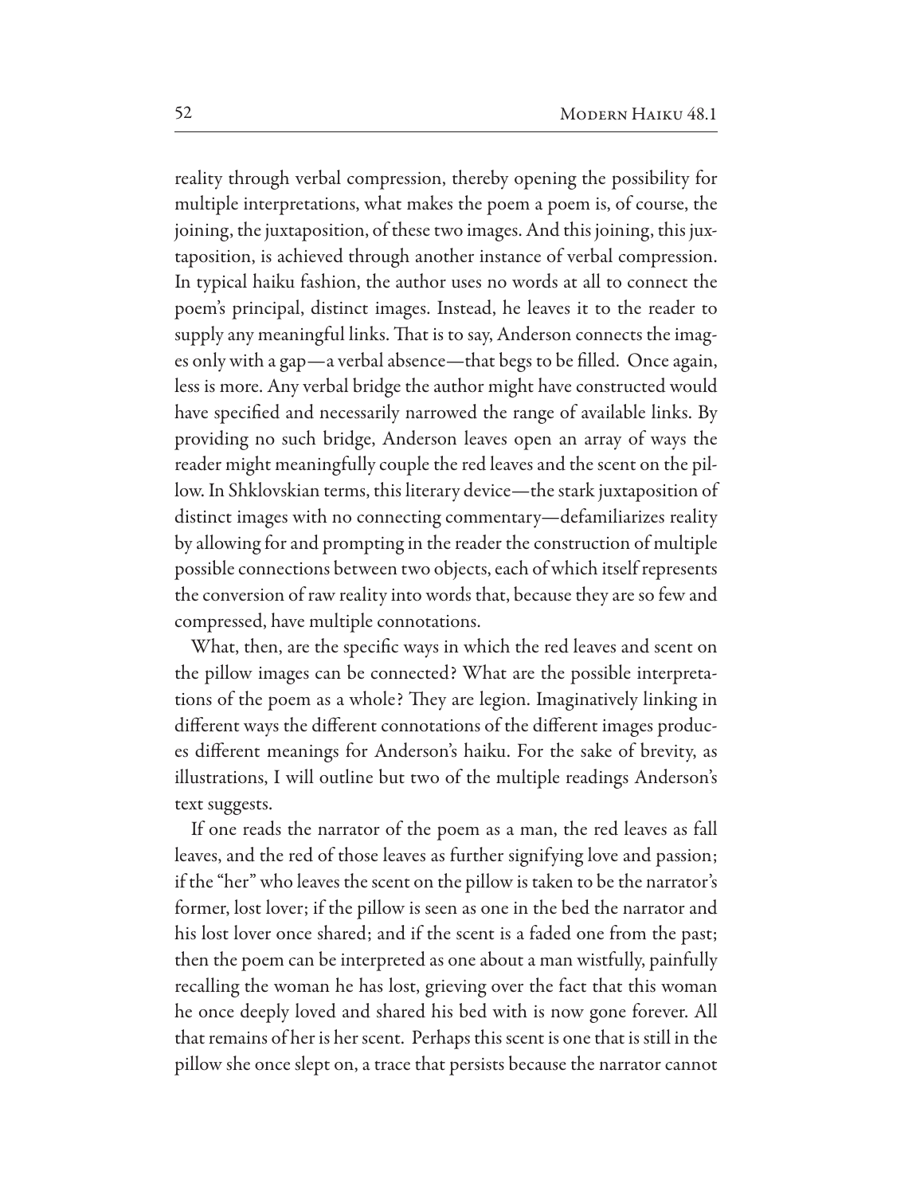reality through verbal compression, thereby opening the possibility for multiple interpretations, what makes the poem a poem is, of course, the joining, the juxtaposition, of these two images. And this joining, this juxtaposition, is achieved through another instance of verbal compression. In typical haiku fashion, the author uses no words at all to connect the poem's principal, distinct images. Instead, he leaves it to the reader to supply any meaningful links. That is to say, Anderson connects the images only with a gap—a verbal absence—that begs to be filled. Once again, less is more. Any verbal bridge the author might have constructed would have specified and necessarily narrowed the range of available links. By providing no such bridge, Anderson leaves open an array of ways the reader might meaningfully couple the red leaves and the scent on the pillow. In Shklovskian terms, this literary device—the stark juxtaposition of distinct images with no connecting commentary—defamiliarizes reality by allowing for and prompting in the reader the construction of multiple possible connections between two objects, each of which itself represents the conversion of raw reality into words that, because they are so few and compressed, have multiple connotations.

What, then, are the specific ways in which the red leaves and scent on the pillow images can be connected? What are the possible interpretations of the poem as a whole? They are legion. Imaginatively linking in different ways the different connotations of the different images produces different meanings for Anderson's haiku. For the sake of brevity, as illustrations, I will outline but two of the multiple readings Anderson's text suggests.

If one reads the narrator of the poem as a man, the red leaves as fall leaves, and the red of those leaves as further signifying love and passion; if the "her" who leaves the scent on the pillow is taken to be the narrator's former, lost lover; if the pillow is seen as one in the bed the narrator and his lost lover once shared; and if the scent is a faded one from the past; then the poem can be interpreted as one about a man wistfully, painfully recalling the woman he has lost, grieving over the fact that this woman he once deeply loved and shared his bed with is now gone forever. All that remains of her is her scent. Perhaps this scent is one that is still in the pillow she once slept on, a trace that persists because the narrator cannot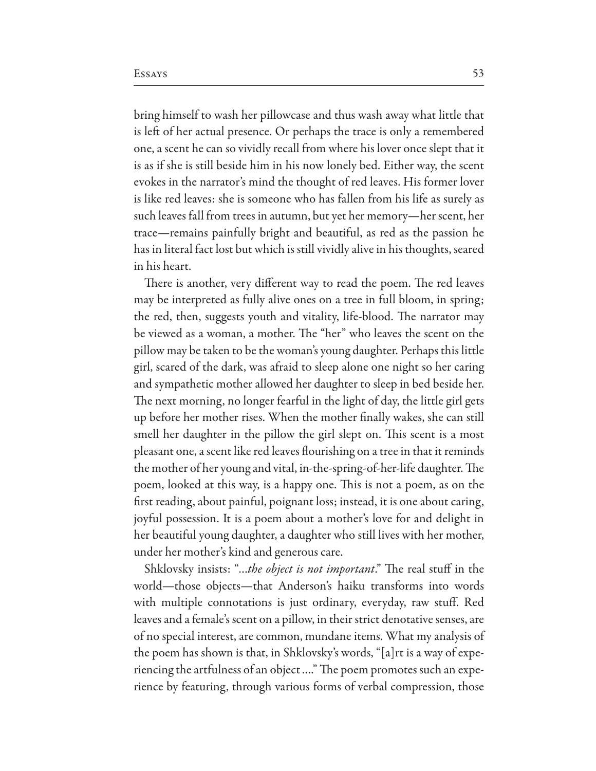bring himself to wash her pillowcase and thus wash away what little that is left of her actual presence. Or perhaps the trace is only a remembered one, a scent he can so vividly recall from where his lover once slept that it is as if she is still beside him in his now lonely bed. Either way, the scent evokes in the narrator's mind the thought of red leaves. His former lover is like red leaves: she is someone who has fallen from his life as surely as such leaves fall from trees in autumn, but yet her memory—her scent, her trace—remains painfully bright and beautiful, as red as the passion he has in literal fact lost but which is still vividly alive in his thoughts, seared in his heart.

There is another, very different way to read the poem. The red leaves may be interpreted as fully alive ones on a tree in full bloom, in spring; the red, then, suggests youth and vitality, life-blood. The narrator may be viewed as a woman, a mother. The "her" who leaves the scent on the pillow may be taken to be the woman's young daughter. Perhaps this little girl, scared of the dark, was afraid to sleep alone one night so her caring and sympathetic mother allowed her daughter to sleep in bed beside her. The next morning, no longer fearful in the light of day, the little girl gets up before her mother rises. When the mother finally wakes, she can still smell her daughter in the pillow the girl slept on. This scent is a most pleasant one, a scent like red leaves flourishing on a tree in that it reminds the mother of her young and vital, in-the-spring-of-her-life daughter. The poem, looked at this way, is a happy one. This is not a poem, as on the first reading, about painful, poignant loss; instead, it is one about caring, joyful possession. It is a poem about a mother's love for and delight in her beautiful young daughter, a daughter who still lives with her mother, under her mother's kind and generous care.

Shklovsky insists: "...*the object is not important*." The real stuff in the world—those objects—that Anderson's haiku transforms into words with multiple connotations is just ordinary, everyday, raw stuff. Red leaves and a female's scent on a pillow, in their strict denotative senses, are of no special interest, are common, mundane items. What my analysis of the poem has shown is that, in Shklovsky's words, "[a]rt is a way of experiencing the artfulness of an object ...." The poem promotes such an experience by featuring, through various forms of verbal compression, those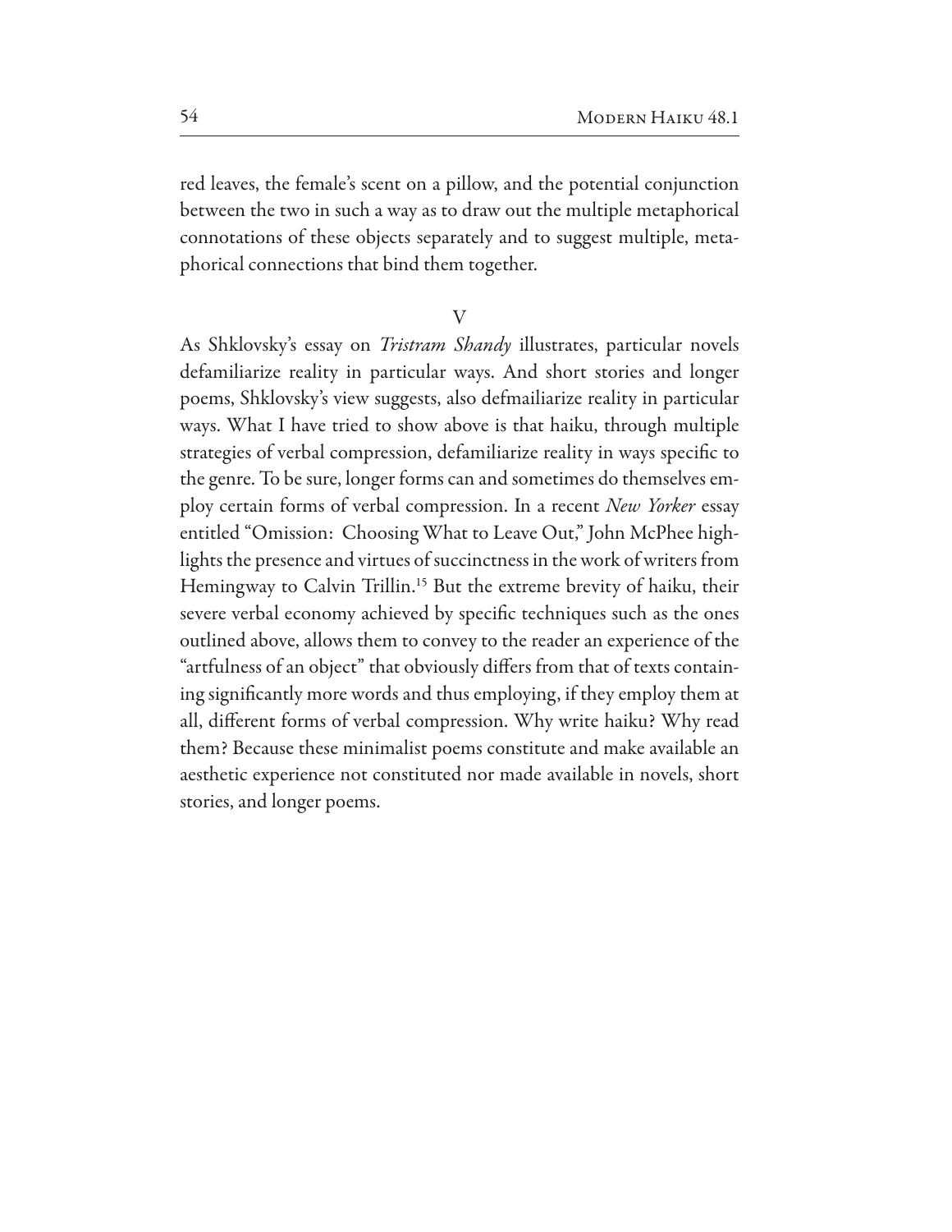red leaves, the female's scent on a pillow, and the potential conjunction between the two in such a way as to draw out the multiple metaphorical connotations of these objects separately and to suggest multiple, metaphorical connections that bind them together.

## V

As Shklovsky's essay on *Tristram Shandy* illustrates, particular novels defamiliarize reality in particular ways. And short stories and longer poems, Shklovsky's view suggests, also defmailiarize reality in particular ways. What I have tried to show above is that haiku, through multiple strategies of verbal compression, defamiliarize reality in ways specific to the genre. To be sure, longer forms can and sometimes do themselves employ certain forms of verbal compression. In a recent *New Yorker* essay entitled "Omission: Choosing What to Leave Out," John McPhee highlights the presence and virtues of succinctness in the work of writers from Hemingway to Calvin Trillin.[15] But the extreme brevity of haiku, their severe verbal economy achieved by specific techniques such as the ones outlined above, allows them to convey to the reader an experience of the "artfulness of an object" that obviously differs from that of texts containing significantly more words and thus employing, if they employ them at all, different forms of verbal compression. Why write haiku? Why read them? Because these minimalist poems constitute and make available an aesthetic experience not constituted nor made available in novels, short stories, and longer poems.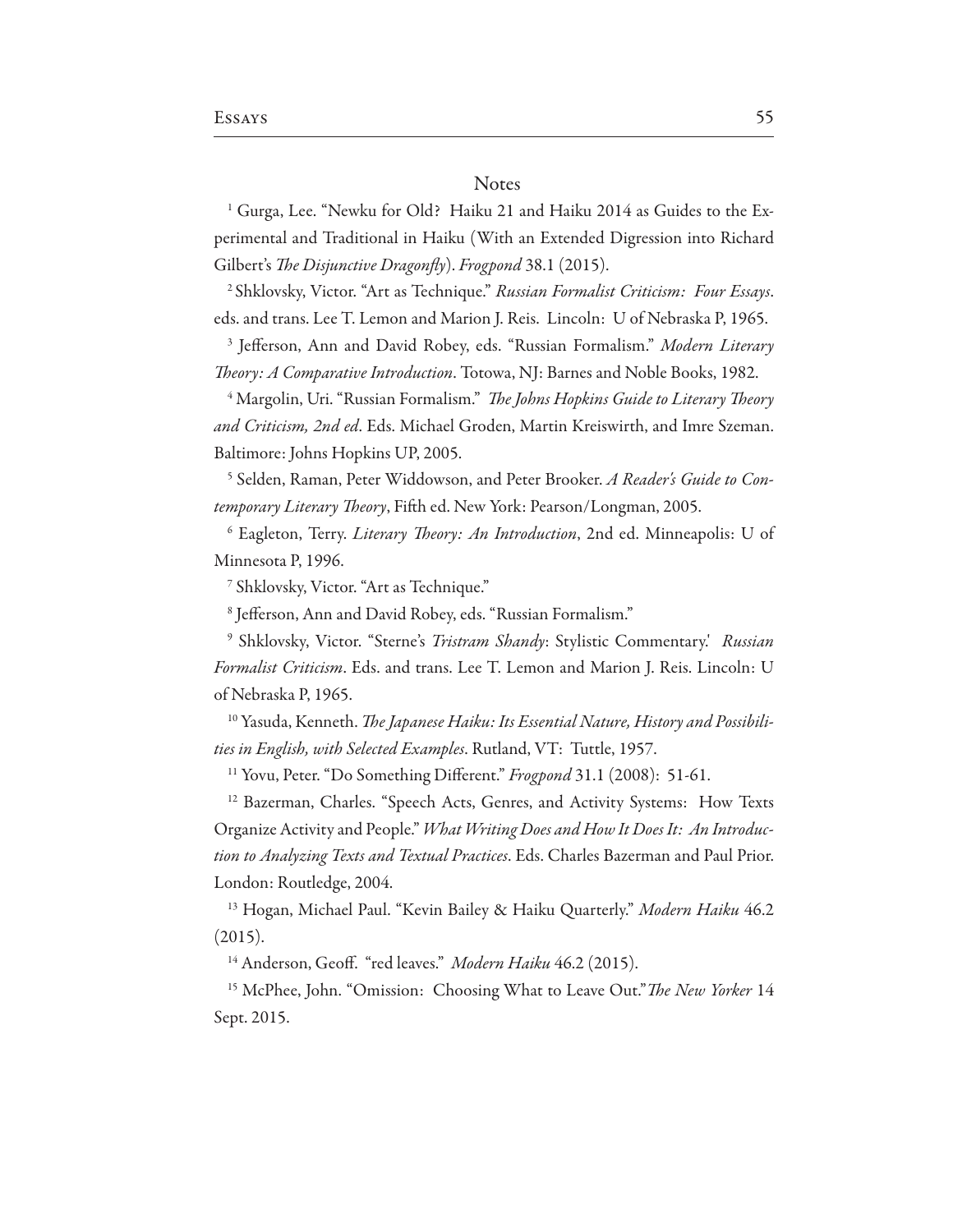## Notes

[1] Gurga, Lee. "Newku for Old? Haiku 21 and Haiku 2014 as Guides to the Experimental and Traditional in Haiku (With an Extended Digression into Richard Gilbert's *The Disjunctive Dragonfly*). *Frogpond* 38.1 (2015).

[2] Shklovsky, Victor. "Art as Technique." *Russian Formalist Criticism: Four Essays*. eds. and trans. Lee T. Lemon and Marion J. Reis. Lincoln: U of Nebraska P, 1965.

[3] Jefferson, Ann and David Robey, eds. "Russian Formalism." *Modern Literary Theory: A Comparative Introduction*. Totowa, NJ: Barnes and Noble Books, 1982.

[4] Margolin, Uri. "Russian Formalism." *The Johns Hopkins Guide to Literary Theory and Criticism, 2nd ed*. Eds. Michael Groden, Martin Kreiswirth, and Imre Szeman. Baltimore: Johns Hopkins UP, 2005.

[5] Selden, Raman, Peter Widdowson, and Peter Brooker. *A Reader's Guide to Contemporary Literary Theory*, Fifth ed. New York: Pearson/Longman, 2005.

[6] Eagleton, Terry. *Literary Theory: An Introduction*, 2nd ed. Minneapolis: U of Minnesota P, 1996.

[7] Shklovsky, Victor. "Art as Technique."

[8] Jefferson, Ann and David Robey, eds. "Russian Formalism."

[9] Shklovsky, Victor. "Sterne's *Tristram Shandy*: Stylistic Commentary.' *Russian Formalist Criticism*. Eds. and trans. Lee T. Lemon and Marion J. Reis. Lincoln: U of Nebraska P, 1965.

[10] Yasuda, Kenneth. *The Japanese Haiku: Its Essential Nature, History and Possibilities in English, with Selected Examples*. Rutland, VT: Tuttle, 1957.

[11] Yovu, Peter. "Do Something Different." *Frogpond* 31.1 (2008): 51-61.

[12] Bazerman, Charles. "Speech Acts, Genres, and Activity Systems: How Texts Organize Activity and People." *What Writing Does and How It Does It: An Introduction to Analyzing Texts and Textual Practices*. Eds. Charles Bazerman and Paul Prior. London: Routledge, 2004.

[13] Hogan, Michael Paul. "Kevin Bailey & Haiku Quarterly." *Modern Haiku* 46.2 (2015).

[14] Anderson, Geoff. "red leaves." *Modern Haiku* 46.2 (2015).

[15] McPhee, John. "Omission: Choosing What to Leave Out." *The New Yorker* 14 Sept. 2015.